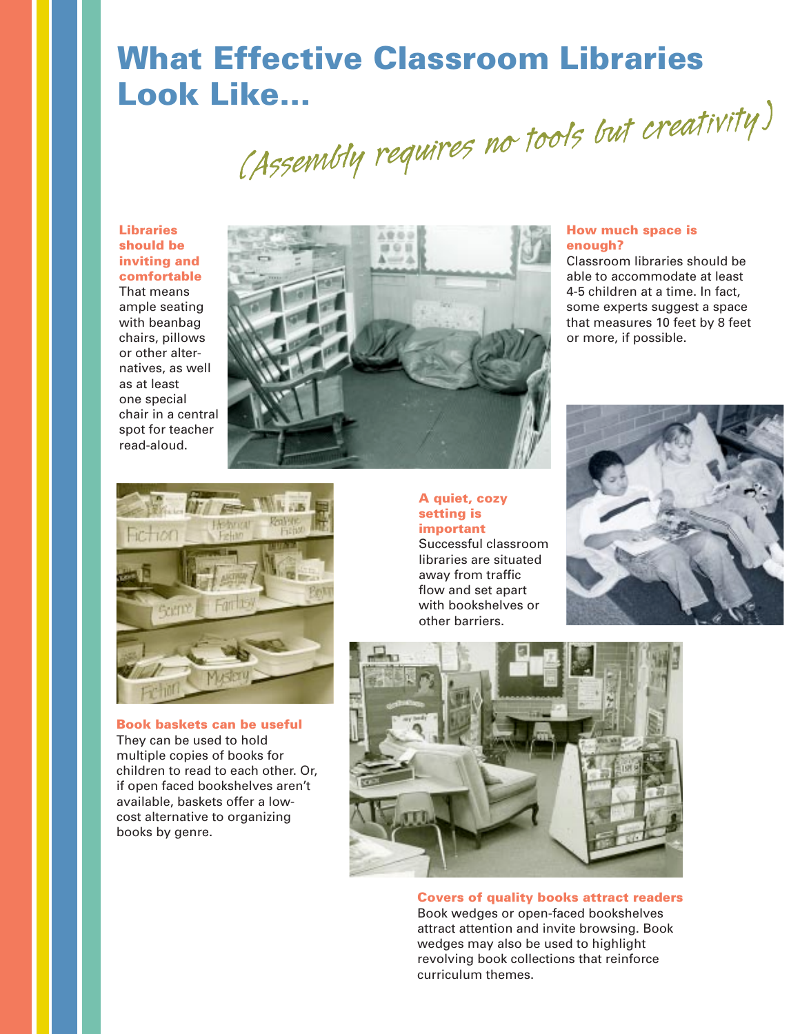# What Effective Classroom Libraries Look Like...

*(Assembly requires no tools but creativity)*

**Libraries should be inviting and comfortable**

That means ample seating with beanbag chairs, pillows or other alternatives, as well as at least one special chair in a central spot for teacher read-aloud.

**How much space is enough?**

Classroom libraries should be able to accommodate at least 4-5 children at a time. In fact, some experts suggest a space that measures 10 feet by 8 feet or more, if possible.

**A quiet, cozy setting is important**

Successful classroom libraries are situated away from traffic flow and set apart with bookshelves or other barriers.

**Book baskets can be useful**

They can be used to hold multiple copies of books for children to read to each other. Or, if open faced bookshelves aren't available, baskets offer a low-cost alternative to organizing books by genre.

**Covers of quality books attract readers**

Book wedges or open-faced bookshelves attract attention and invite browsing. Book wedges may also be used to highlight revolving book collections that reinforce curriculum themes.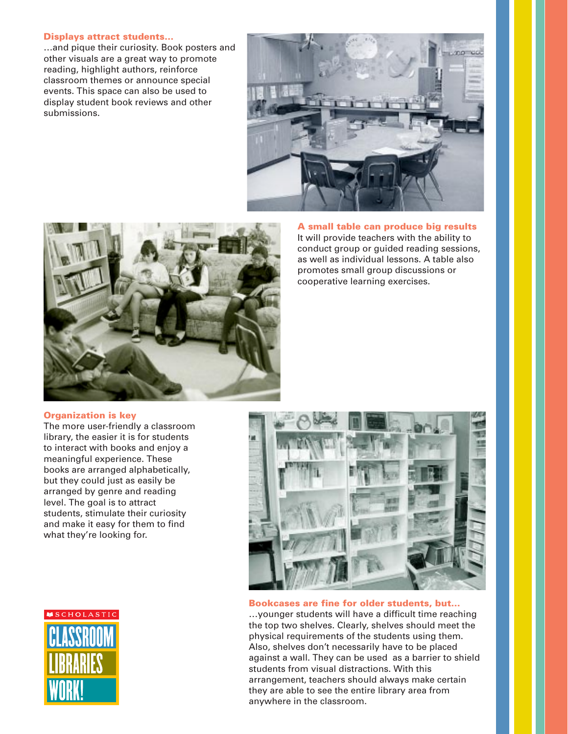### Displays attract students...

...and pique their curiosity. Book posters and other visuals are a great way to promote reading, highlight authors, reinforce classroom themes or announce special events. This space can also be used to display student book reviews and other submissions.

### A small table can produce big results

It will provide teachers with the ability to conduct group or guided reading sessions, as well as individual lessons. A table also promotes small group discussions or cooperative learning exercises.

### Organization is key

The more user-friendly a classroom library, the easier it is for students to interact with books and enjoy a meaningful experience. These books are arranged alphabetically, but they could just as easily be arranged by genre and reading level. The goal is to attract students, stimulate their curiosity and make it easy for them to find what they're looking for.

### Bookcases are fine for older students, but...

...younger students will have a difficult time reaching the top two shelves. Clearly, shelves should meet the physical requirements of the students using them. Also, shelves don't necessarily have to be placed against a wall. They can be used as a barrier to shield students from visual distractions. With this arrangement, teachers should always make certain they are able to see the entire library area from anywhere in the classroom.

SCHOLASTIC
CLASSROOM LIBRARIES WORK!